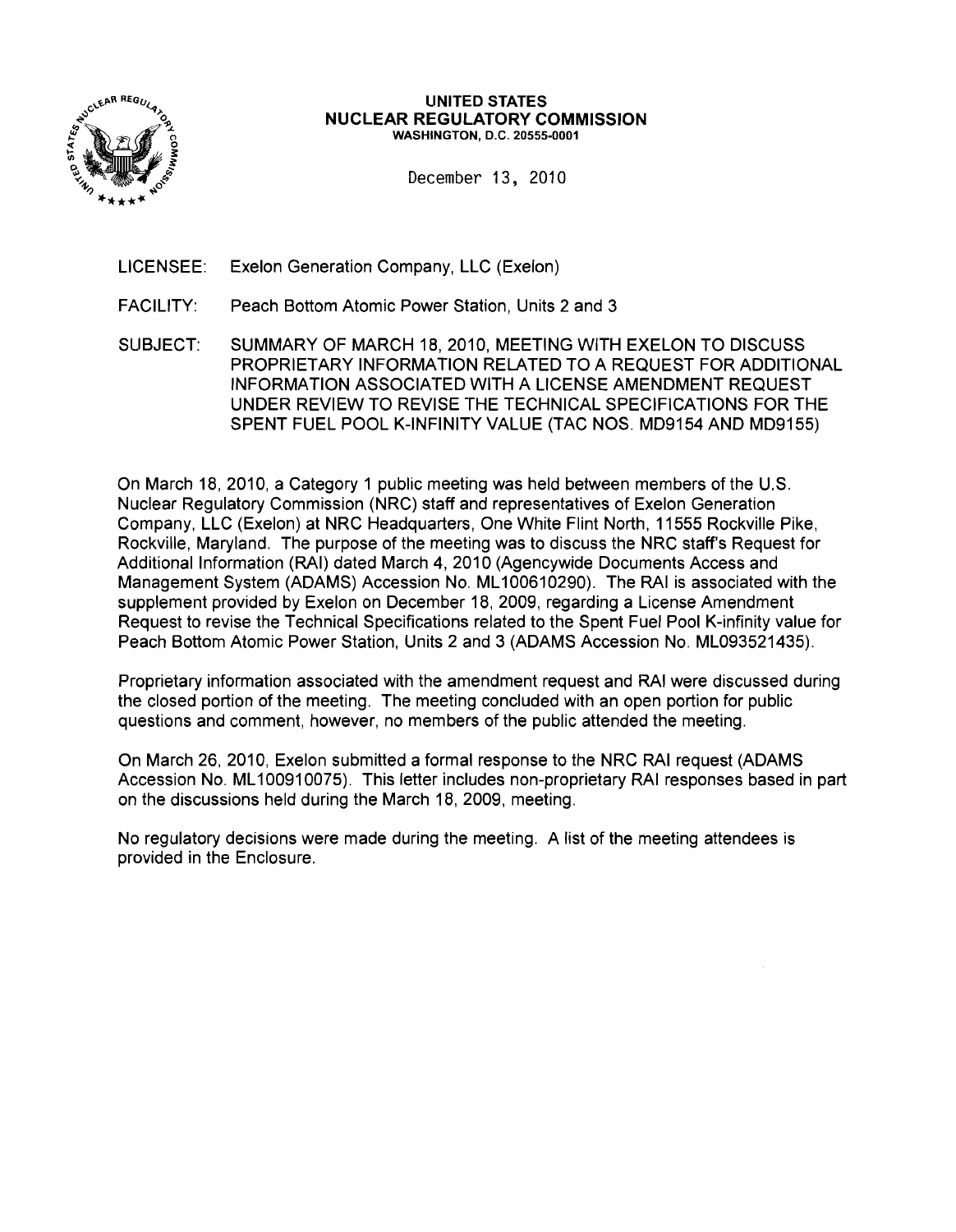**UNITED STATES**
**NUCLEAR REGULATORY COMMISSION**
**WASHINGTON, D.C. 20555-0001**

December 13, 2010

LICENSEE: Exelon Generation Company, LLC (Exelon)

FACILITY: Peach Bottom Atomic Power Station, Units 2 and 3

SUBJECT: SUMMARY OF MARCH 18, 2010, MEETING WITH EXELON TO DISCUSS PROPRIETARY INFORMATION RELATED TO A REQUEST FOR ADDITIONAL INFORMATION ASSOCIATED WITH A LICENSE AMENDMENT REQUEST UNDER REVIEW TO REVISE THE TECHNICAL SPECIFICATIONS FOR THE SPENT FUEL POOL K-INFINITY VALUE (TAC NOS. MD9154 AND MD9155)

On March 18, 2010, a Category 1 public meeting was held between members of the U.S. Nuclear Regulatory Commission (NRC) staff and representatives of Exelon Generation Company, LLC (Exelon) at NRC Headquarters, One White Flint North, 11555 Rockville Pike, Rockville, Maryland. The purpose of the meeting was to discuss the NRC staff's Request for Additional Information (RAI) dated March 4, 2010 (Agencywide Documents Access and Management System (ADAMS) Accession No. ML100610290). The RAI is associated with the supplement provided by Exelon on December 18, 2009, regarding a License Amendment Request to revise the Technical Specifications related to the Spent Fuel Pool K-infinity value for Peach Bottom Atomic Power Station, Units 2 and 3 (ADAMS Accession No. ML093521435).

Proprietary information associated with the amendment request and RAI were discussed during the closed portion of the meeting. The meeting concluded with an open portion for public questions and comment, however, no members of the public attended the meeting.

On March 26, 2010, Exelon submitted a formal response to the NRC RAI request (ADAMS Accession No. ML100910075). This letter includes non-proprietary RAI responses based in part on the discussions held during the March 18, 2009, meeting.

No regulatory decisions were made during the meeting. A list of the meeting attendees is provided in the Enclosure.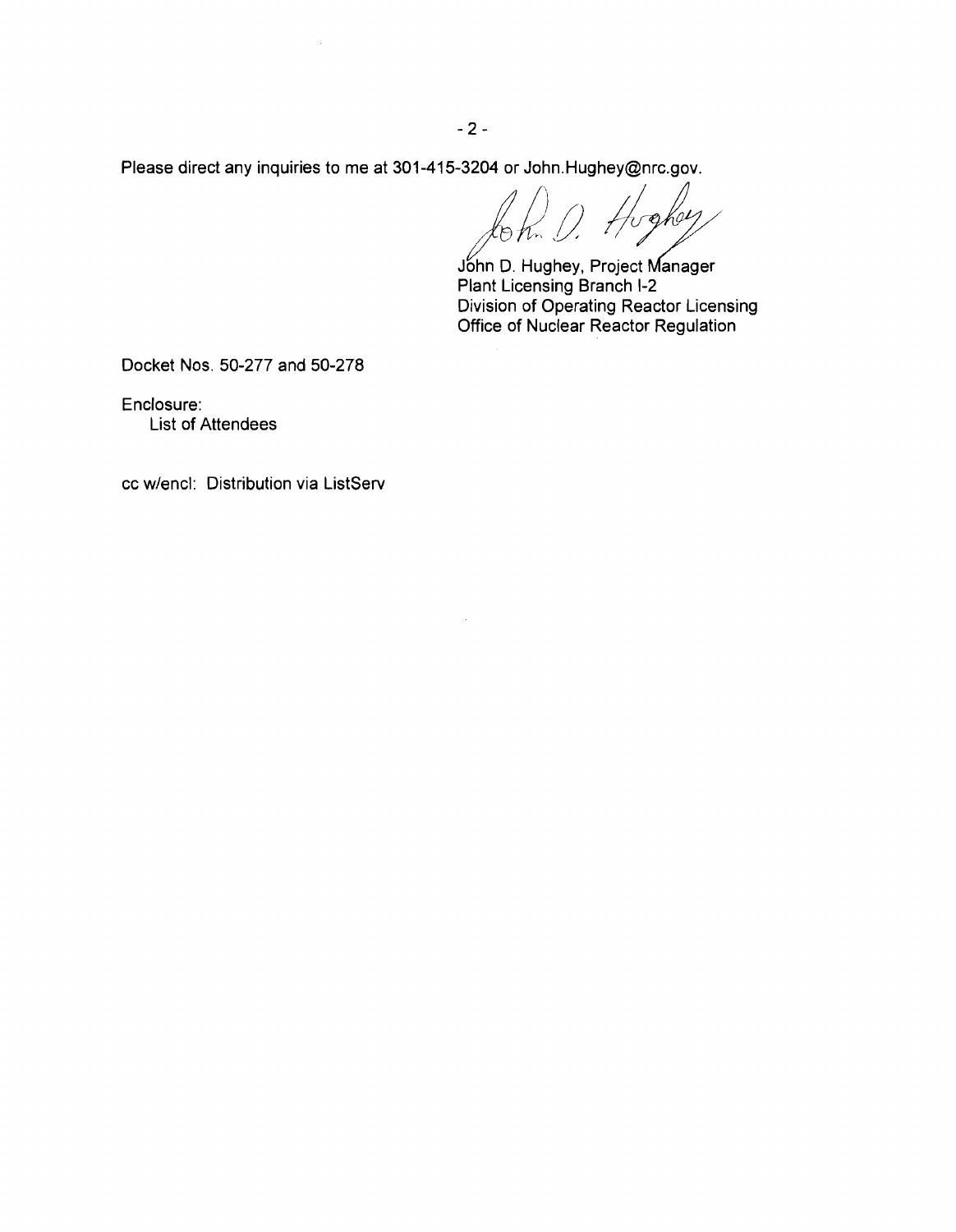Please direct any inquiries to me at 301-415-3204 or John.Hughey@nrc.gov.

John D. Hughey, Project Manager
Plant Licensing Branch I-2
Division of Operating Reactor Licensing
Office of Nuclear Reactor Regulation

Docket Nos. 50-277 and 50-278

Enclosure:
List of Attendees

cc w/encl: Distribution via ListServ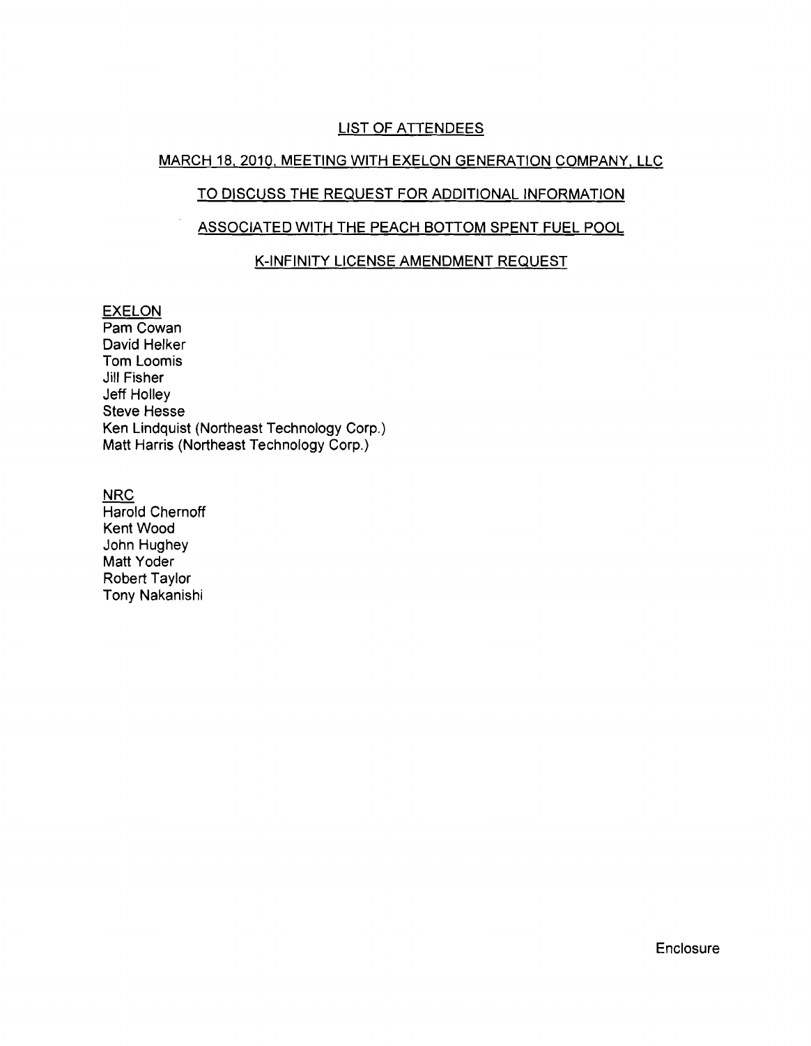# LIST OF ATTENDEES

## MARCH 18, 2010, MEETING WITH EXELON GENERATION COMPANY, LLC

## TO DISCUSS THE REQUEST FOR ADDITIONAL INFORMATION

## ASSOCIATED WITH THE PEACH BOTTOM SPENT FUEL POOL

## K-INFINITY LICENSE AMENDMENT REQUEST

EXELON
Pam Cowan
David Helker
Tom Loomis
Jill Fisher
Jeff Holley
Steve Hesse
Ken Lindquist (Northeast Technology Corp.)
Matt Harris (Northeast Technology Corp.)

NRC
Harold Chernoff
Kent Wood
John Hughey
Matt Yoder
Robert Taylor
Tony Nakanishi

Enclosure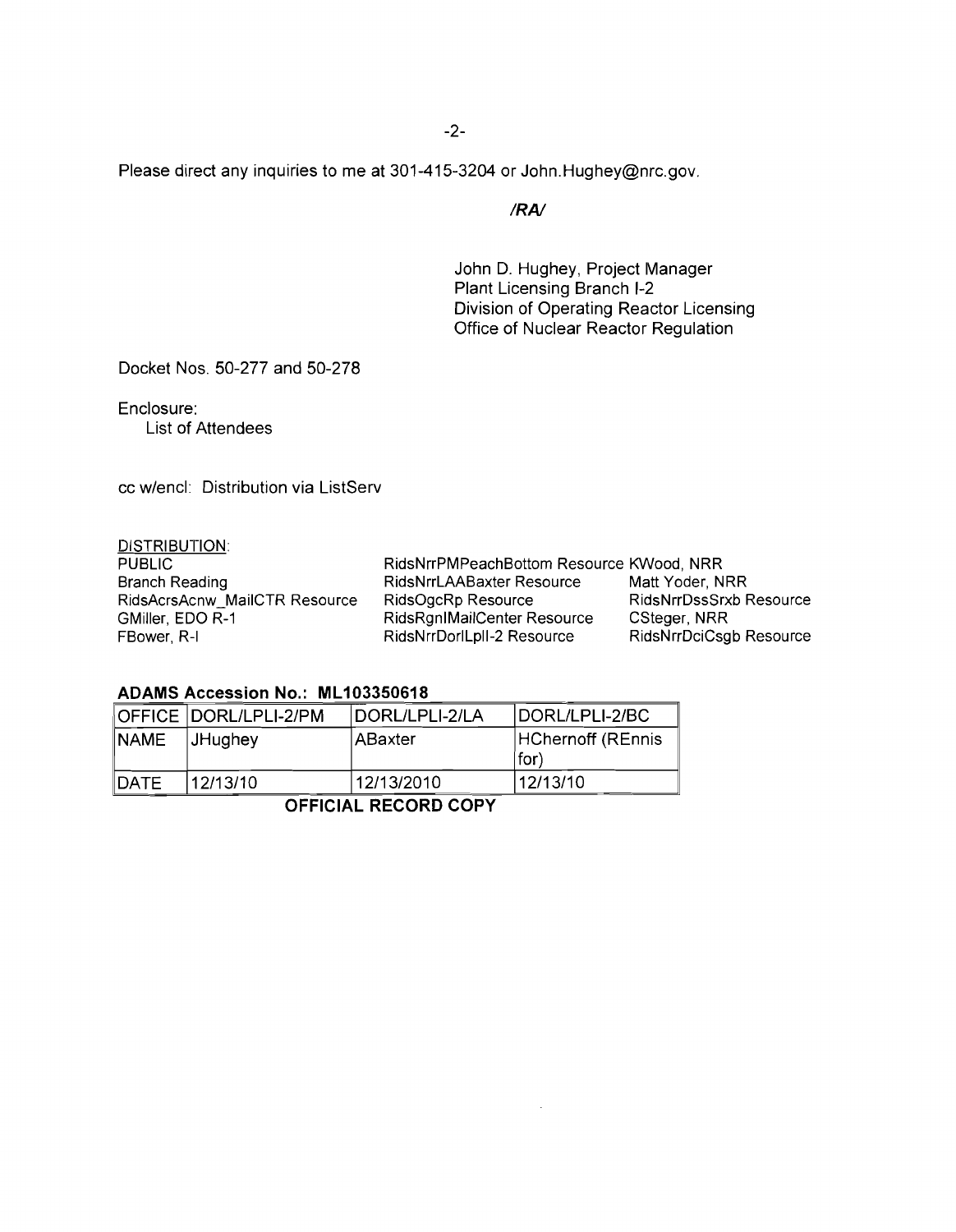Please direct any inquiries to me at 301-415-3204 or John.Hughey@nrc.gov.

*/RA/*

John D. Hughey, Project Manager
Plant Licensing Branch I-2
Division of Operating Reactor Licensing
Office of Nuclear Reactor Regulation

Docket Nos. 50-277 and 50-278

Enclosure:
List of Attendees

cc w/encl: Distribution via ListServ

DISTRIBUTION:

| | | |
|---|---|---|
| PUBLIC | RidsNrrPMPeachBottom Resource | KWood, NRR |
| Branch Reading | RidsNrrLAABaxter Resource | Matt Yoder, NRR |
| RidsAcrsAcnw_MailCTR Resource | RidsOgcRp Resource | RidsNrrDssSrxb Resource |
| GMiller, EDO R-1 | RidsRgnIMailCenter Resource | CSteger, NRR |
| FBower, R-I | RidsNrrDorlLpll-2 Resource | RidsNrrDciCsgb Resource |

**ADAMS Accession No.: ML103350618**

| OFFICE | DORL/LPLI-2/PM | DORL/LPLI-2/LA | DORL/LPLI-2/BC |
|---|---|---|---|
| NAME | JHughey | ABaxter | HChernoff (REnnis for) |
| DATE | 12/13/10 | 12/13/2010 | 12/13/10 |

**OFFICIAL RECORD COPY**